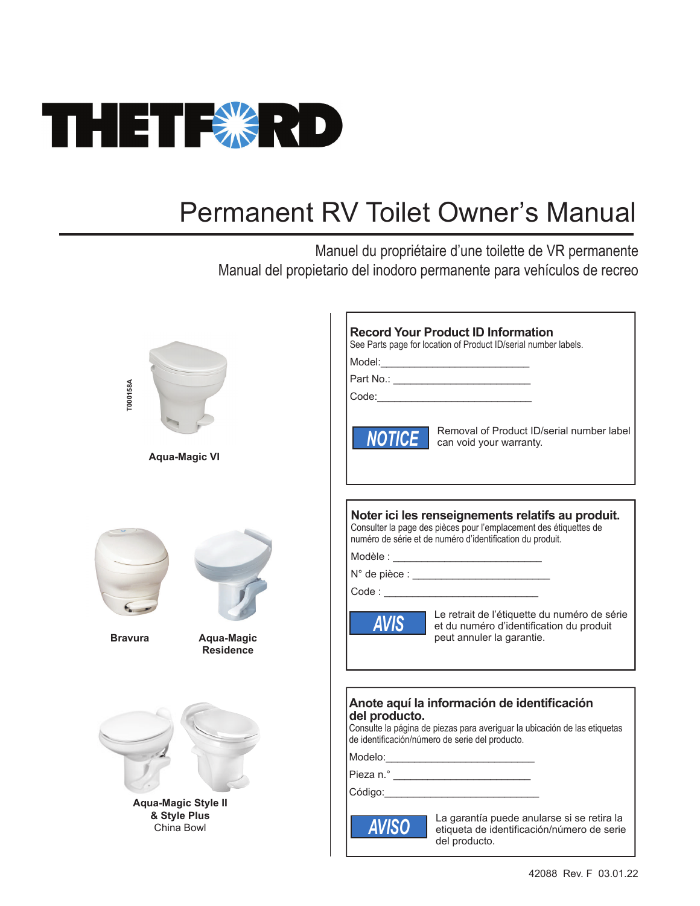THETFORD

# Permanent RV Toilet Owner's Manual

Manuel du propriétaire d'une toilette de VR permanente

Manual del propietario del inodoro permanente para vehículos de recreo

T000158A

**Aqua-Magic VI**

**Bravura**

**Aqua-Magic Residence**

**Aqua-Magic Style II & Style Plus**
China Bowl

## Record Your Product ID Information

See Parts page for location of Product ID/serial number labels.

Model:___________________________

Part No.: _________________________

Code:____________________________

**NOTICE** Removal of Product ID/serial number label can void your warranty.

## Noter ici les renseignements relatifs au produit.

Consulter la page des pièces pour l'emplacement des étiquettes de numéro de série et de numéro d'identification du produit.

Modèle : __________________________

N° de pièce : _________________________

Code : ____________________________

**AVIS** Le retrait de l'étiquette du numéro de série et du numéro d'identification du produit peut annuler la garantie.

## Anote aquí la información de identificación del producto.

Consulte la página de piezas para averiguar la ubicación de las etiquetas de identificación/número de serie del producto.

Modelo:___________________________

Pieza n.° _________________________

Código:___________________________

**AVISO** La garantía puede anularse si se retira la etiqueta de identificación/número de serie del producto.

42088 Rev. F 03.01.22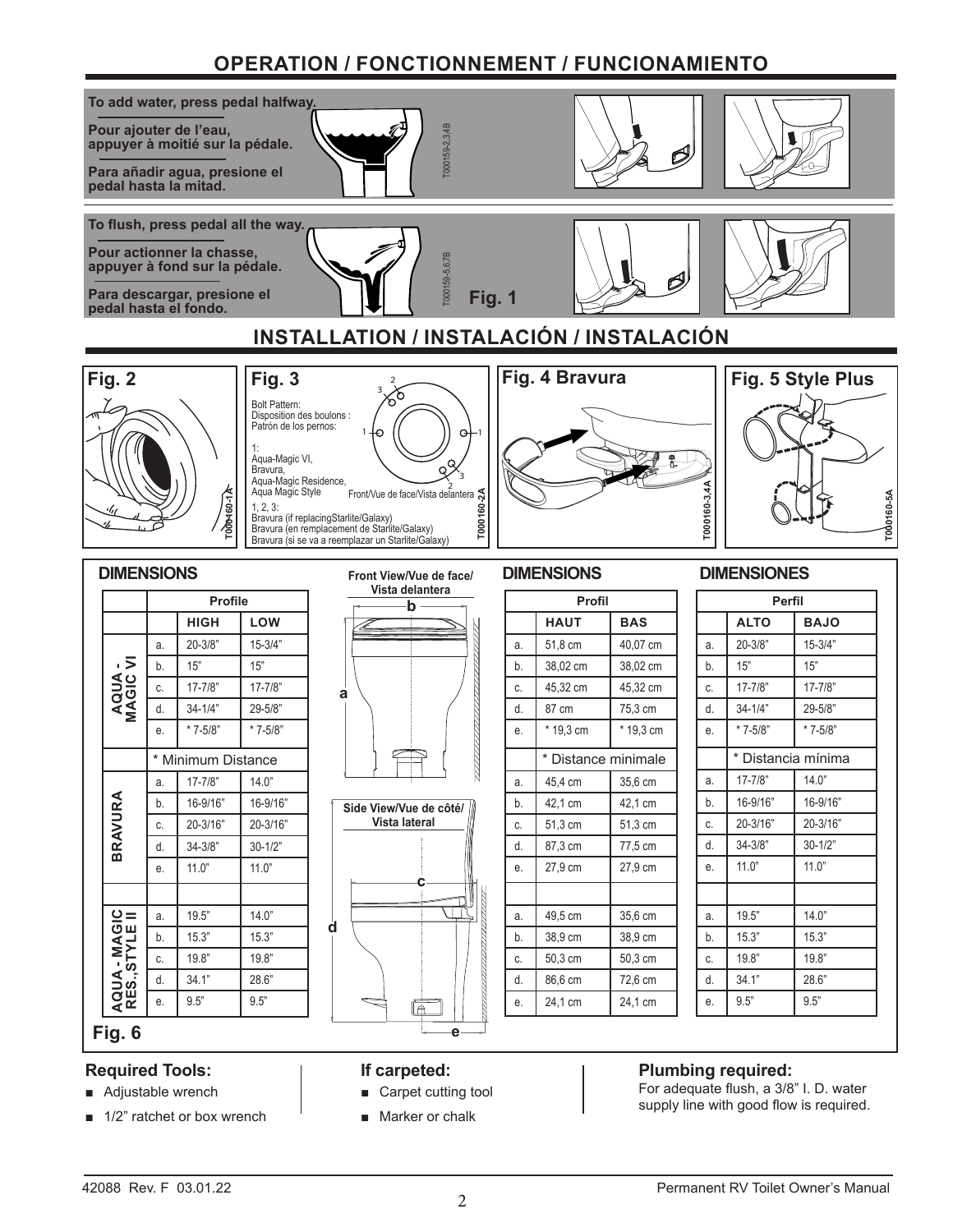## OPERATION / FONCTIONNEMENT / FUNCIONAMIENTO

**To add water, press pedal halfway.**

**Pour ajouter de l'eau, appuyer à moitié sur la pédale.**

**Para añadir agua, presione el pedal hasta la mitad.**

**To flush, press pedal all the way.**

**Pour actionner la chasse, appuyer à fond sur la pédale.**

**Para descargar, presione el pedal hasta el fondo.**

**Fig. 1**

## INSTALLATION / INSTALACIÓN / INSTALACIÓN

**Fig. 2**

**Fig. 3**

Bolt Pattern:
Disposition des boulons :
Patrón de los pernos:

1:
Aqua-Magic VI,
Bravura,
Aqua-Magic Residence,
Aqua Magic Style

1, 2, 3:
Bravura (if replacingStarlite/Galaxy)
Bravura (en remplacement de Starlite/Galaxy)
Bravura (si se va a reemplazar un Starlite/Galaxy)

Front/Vue de face/Vista delantera

**Fig. 4 Bravura**

**Fig. 5 Style Plus**

### DIMENSIONS

| | | Profile | |
|---|---|---|---|
| | | HIGH | LOW |
| AQUA - MAGIC VI | a. | 20-3/8" | 15-3/4" |
| | b. | 15" | 15" |
| | c. | 17-7/8" | 17-7/8" |
| | d. | 34-1/4" | 29-5/8" |
| | e. | * 7-5/8" | * 7-5/8" |
| | * Minimum Distance | | |
| BRAVURA | a. | 17-7/8" | 14.0" |
| | b. | 16-9/16" | 16-9/16" |
| | c. | 20-3/16" | 20-3/16" |
| | d. | 34-3/8" | 30-1/2" |
| | e. | 11.0" | 11.0" |
| AQUA - MAGIC RES.,STYLE II | a. | 19.5" | 14.0" |
| | b. | 15.3" | 15.3" |
| | c. | 19.8" | 19.8" |
| | d. | 34.1" | 28.6" |
| | e. | 9.5" | 9.5" |

Front View/Vue de face/ Vista delantera

Side View/Vue de côté/ Vista lateral

### DIMENSIONS

| | Profil | |
|---|---|---|
| | HAUT | BAS |
| a. | 51,8 cm | 40,07 cm |
| b. | 38,02 cm | 38,02 cm |
| c. | 45,32 cm | 45,32 cm |
| d. | 87 cm | 75,3 cm |
| e. | * 19,3 cm | * 19,3 cm |
| | * Distance minimale | |
| a. | 45,4 cm | 35,6 cm |
| b. | 42,1 cm | 42,1 cm |
| c. | 51,3 cm | 51,3 cm |
| d. | 87,3 cm | 77,5 cm |
| e. | 27,9 cm | 27,9 cm |
| a. | 49,5 cm | 35,6 cm |
| b. | 38,9 cm | 38,9 cm |
| c. | 50,3 cm | 50,3 cm |
| d. | 86,6 cm | 72,6 cm |
| e. | 24,1 cm | 24,1 cm |

### DIMENSIONES

| | Perfil | |
|---|---|---|
| | ALTO | BAJO |
| a. | 20-3/8" | 15-3/4" |
| b. | 15" | 15" |
| c. | 17-7/8" | 17-7/8" |
| d. | 34-1/4" | 29-5/8" |
| e. | * 7-5/8" | * 7-5/8" |
| | * Distancia mínima | |
| a. | 17-7/8" | 14.0" |
| b. | 16-9/16" | 16-9/16" |
| c. | 20-3/16" | 20-3/16" |
| d. | 34-3/8" | 30-1/2" |
| e. | 11.0" | 11.0" |
| a. | 19.5" | 14.0" |
| b. | 15.3" | 15.3" |
| c. | 19.8" | 19.8" |
| d. | 34.1" | 28.6" |
| e. | 9.5" | 9.5" |

**Fig. 6**

**Required Tools:**

- Adjustable wrench
- 1/2" ratchet or box wrench

**If carpeted:**

- Carpet cutting tool
- Marker or chalk

**Plumbing required:**

For adequate flush, a 3/8" I. D. water supply line with good flow is required.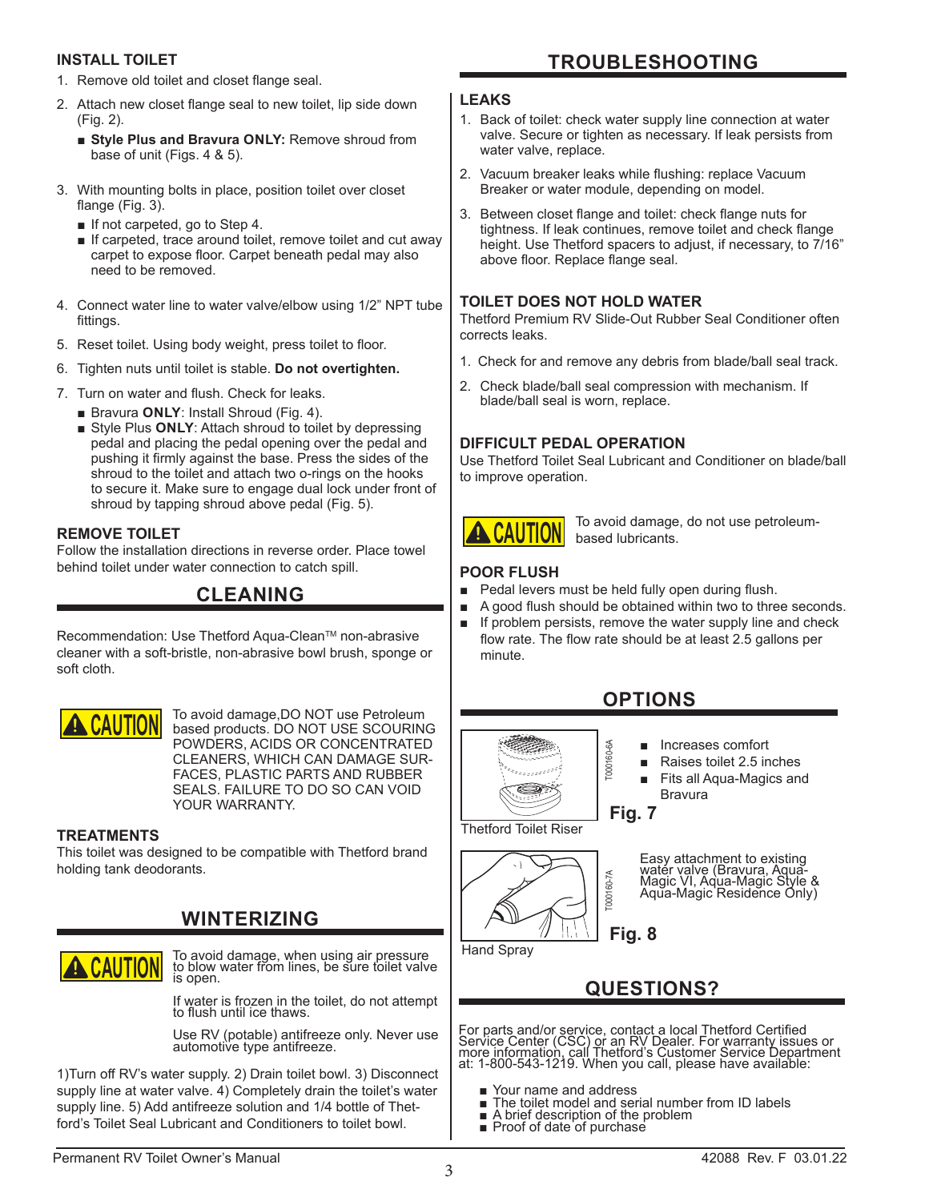## INSTALL TOILET

1. Remove old toilet and closet flange seal.
2. Attach new closet flange seal to new toilet, lip side down (Fig. 2).
   - **Style Plus and Bravura ONLY:** Remove shroud from base of unit (Figs. 4 & 5).
3. With mounting bolts in place, position toilet over closet flange (Fig. 3).
   - If not carpeted, go to Step 4.
   - If carpeted, trace around toilet, remove toilet and cut away carpet to expose floor. Carpet beneath pedal may also need to be removed.
4. Connect water line to water valve/elbow using 1/2" NPT tube fittings.
5. Reset toilet. Using body weight, press toilet to floor.
6. Tighten nuts until toilet is stable. **Do not overtighten.**
7. Turn on water and flush. Check for leaks.
   - Bravura **ONLY**: Install Shroud (Fig. 4).
   - Style Plus **ONLY**: Attach shroud to toilet by depressing pedal and placing the pedal opening over the pedal and pushing it firmly against the base. Press the sides of the shroud to the toilet and attach two o-rings on the hooks to secure it. Make sure to engage dual lock under front of shroud by tapping shroud above pedal (Fig. 5).

## REMOVE TOILET

Follow the installation directions in reverse order. Place towel behind toilet under water connection to catch spill.

# CLEANING

Recommendation: Use Thetford Aqua-Clean™ non-abrasive cleaner with a soft-bristle, non-abrasive bowl brush, sponge or soft cloth.

**CAUTION** To avoid damage,DO NOT use Petroleum based products. DO NOT USE SCOURING POWDERS, ACIDS OR CONCENTRATED CLEANERS, WHICH CAN DAMAGE SURFACES, PLASTIC PARTS AND RUBBER SEALS. FAILURE TO DO SO CAN VOID YOUR WARRANTY.

## TREATMENTS

This toilet was designed to be compatible with Thetford brand holding tank deodorants.

# WINTERIZING

**CAUTION** To avoid damage, when using air pressure to blow water from lines, be sure toilet valve is open.

If water is frozen in the toilet, do not attempt to flush until ice thaws.

Use RV (potable) antifreeze only. Never use automotive type antifreeze.

1)Turn off RV's water supply. 2) Drain toilet bowl. 3) Disconnect supply line at water valve. 4) Completely drain the toilet's water supply line. 5) Add antifreeze solution and 1/4 bottle of Thetford's Toilet Seal Lubricant and Conditioners to toilet bowl.

# TROUBLESHOOTING

## LEAKS

1. Back of toilet: check water supply line connection at water valve. Secure or tighten as necessary. If leak persists from water valve, replace.
2. Vacuum breaker leaks while flushing: replace Vacuum Breaker or water module, depending on model.
3. Between closet flange and toilet: check flange nuts for tightness. If leak continues, remove toilet and check flange height. Use Thetford spacers to adjust, if necessary, to 7/16" above floor. Replace flange seal.

## TOILET DOES NOT HOLD WATER

Thetford Premium RV Slide-Out Rubber Seal Conditioner often corrects leaks.

1. Check for and remove any debris from blade/ball seal track.
2. Check blade/ball seal compression with mechanism. If blade/ball seal is worn, replace.

## DIFFICULT PEDAL OPERATION

Use Thetford Toilet Seal Lubricant and Conditioner on blade/ball to improve operation.

**CAUTION** To avoid damage, do not use petroleum-based lubricants.

## POOR FLUSH

- Pedal levers must be held fully open during flush.
- A good flush should be obtained within two to three seconds.
- If problem persists, remove the water supply line and check flow rate. The flow rate should be at least 2.5 gallons per minute.

# OPTIONS

Thetford Toilet Riser

- Increases comfort
- Raises toilet 2.5 inches
- Fits all Aqua-Magics and Bravura

T000160-6A

**Fig. 7**

Hand Spray

Easy attachment to existing water valve (Bravura, Aqua-Magic VI, Aqua-Magic Style & Aqua-Magic Residence Only)

T000160-7A

**Fig. 8**

# QUESTIONS?

For parts and/or service, contact a local Thetford Certified Service Center (CSC) or an RV Dealer. For warranty issues or more information, call Thetford's Customer Service Department at: 1-800-543-1219. When you call, please have available:

- Your name and address
- The toilet model and serial number from ID labels
- A brief description of the problem
- Proof of date of purchase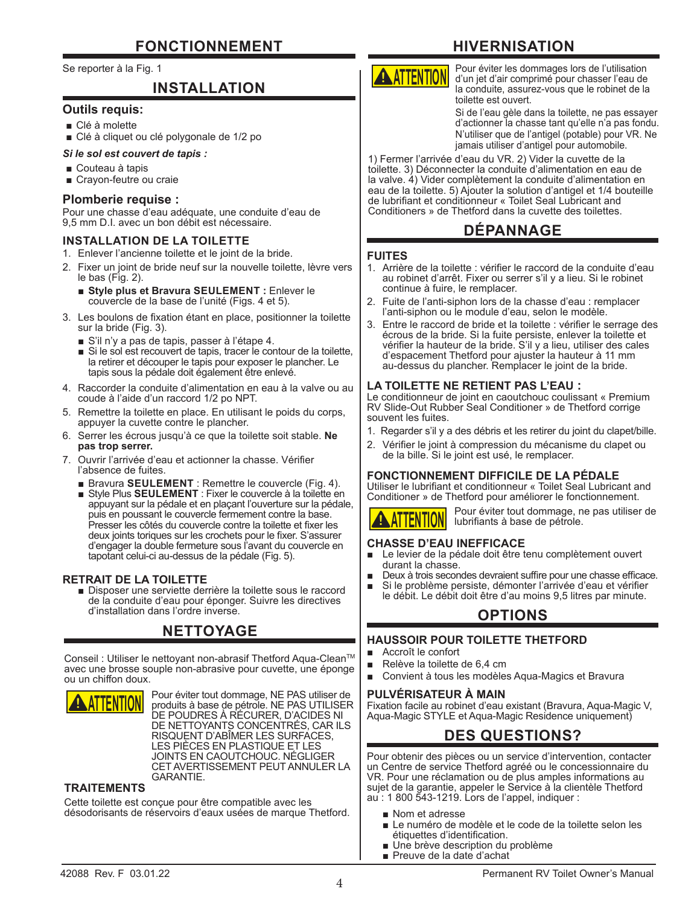# FONCTIONNEMENT

Se reporter à la Fig. 1

## INSTALLATION

### Outils requis:

- Clé à molette
- Clé à cliquet ou clé polygonale de 1/2 po

***Si le sol est couvert de tapis :***

- Couteau à tapis
- Crayon-feutre ou craie

### Plomberie requise :

Pour une chasse d'eau adéquate, une conduite d'eau de 9,5 mm D.I. avec un bon débit est nécessaire.

### INSTALLATION DE LA TOILETTE

1. Enlever l'ancienne toilette et le joint de la bride.
2. Fixer un joint de bride neuf sur la nouvelle toilette, lèvre vers le bas (Fig. 2).
   - **Style plus et Bravura SEULEMENT :** Enlever le couvercle de la base de l'unité (Figs. 4 et 5).
3. Les boulons de fixation étant en place, positionner la toilette sur la bride (Fig. 3).
   - S'il n'y a pas de tapis, passer à l'étape 4.
   - Si le sol est recouvert de tapis, tracer le contour de la toilette, la retirer et découper le tapis pour exposer le plancher. Le tapis sous la pédale doit également être enlevé.
4. Raccorder la conduite d'alimentation en eau à la valve ou au coude à l'aide d'un raccord 1/2 po NPT.
5. Remettre la toilette en place. En utilisant le poids du corps, appuyer la cuvette contre le plancher.
6. Serrer les écrous jusqu'à ce que la toilette soit stable. **Ne pas trop serrer.**
7. Ouvrir l'arrivée d'eau et actionner la chasse. Vérifier l'absence de fuites.
   - Bravura **SEULEMENT** : Remettre le couvercle (Fig. 4).
   - Style Plus **SEULEMENT** : Fixer le couvercle à la toilette en appuyant sur la pédale et en plaçant l'ouverture sur la pédale, puis en poussant le couvercle fermement contre la base. Presser les côtés du couvercle contre la toilette et fixer les deux joints toriques sur les crochets pour le fixer. S'assurer d'engager la double fermeture sous l'avant du couvercle en tapotant celui-ci au-dessus de la pédale (Fig. 5).

### RETRAIT DE LA TOILETTE

- Disposer une serviette derrière la toilette sous le raccord de la conduite d'eau pour éponger. Suivre les directives d'installation dans l'ordre inverse.

## NETTOYAGE

Conseil : Utiliser le nettoyant non-abrasif Thetford Aqua-Clean™ avec une brosse souple non-abrasive pour cuvette, une éponge ou un chiffon doux.

**ATTENTION** Pour éviter tout dommage, NE PAS utiliser de produits à base de pétrole. NE PAS UTILISER DE POUDRES À RÉCURER, D'ACIDES NI DE NETTOYANTS CONCENTRÉS, CAR ILS RISQUENT D'ABÎMER LES SURFACES, LES PIÈCES EN PLASTIQUE ET LES JOINTS EN CAOUTCHOUC. NÉGLIGER CET AVERTISSEMENT PEUT ANNULER LA GARANTIE.

### TRAITEMENTS

Cette toilette est conçue pour être compatible avec les désodorisants de réservoirs d'eaux usées de marque Thetford.

# HIVERNISATION

**ATTENTION** Pour éviter les dommages lors de l'utilisation d'un jet d'air comprimé pour chasser l'eau de la conduite, assurez-vous que le robinet de la toilette est ouvert.

Si de l'eau gèle dans la toilette, ne pas essayer d'actionner la chasse tant qu'elle n'a pas fondu. N'utiliser que de l'antigel (potable) pour VR. Ne jamais utiliser d'antigel pour automobile.

1) Fermer l'arrivée d'eau du VR. 2) Vider la cuvette de la toilette. 3) Déconnecter la conduite d'alimentation en eau de la valve. 4) Vider complètement la conduite d'alimentation en eau de la toilette. 5) Ajouter la solution d'antigel et 1/4 bouteille de lubrifiant et conditionneur « Toilet Seal Lubricant and Conditioners » de Thetford dans la cuvette des toilettes.

## DÉPANNAGE

### FUITES

1. Arrière de la toilette : vérifier le raccord de la conduite d'eau au robinet d'arrêt. Fixer ou serrer s'il y a lieu. Si le robinet continue à fuire, le remplacer.
2. Fuite de l'anti-siphon lors de la chasse d'eau : remplacer l'anti-siphon ou le module d'eau, selon le modèle.
3. Entre le raccord de bride et la toilette : vérifier le serrage des écrous de la bride. Si la fuite persiste, enlever la toilette et vérifier la hauteur de la bride. S'il y a lieu, utiliser des cales d'espacement Thetford pour ajuster la hauteur à 11 mm au-dessus du plancher. Remplacer le joint de la bride.

### LA TOILETTE NE RETIENT PAS L'EAU :

Le conditionneur de joint en caoutchouc coulissant « Premium RV Slide-Out Rubber Seal Conditioner » de Thetford corrige souvent les fuites.

1. Regarder s'il y a des débris et les retirer du joint du clapet/bille.
2. Vérifier le joint à compression du mécanisme du clapet ou de la bille. Si le joint est usé, le remplacer.

### FONCTIONNEMENT DIFFICILE DE LA PÉDALE

Utiliser le lubrifiant et conditionneur « Toilet Seal Lubricant and Conditioner » de Thetford pour améliorer le fonctionnement.

**ATTENTION** Pour éviter tout dommage, ne pas utiliser de lubrifiants à base de pétrole.

### CHASSE D'EAU INEFFICACE

- Le levier de la pédale doit être tenu complètement ouvert durant la chasse.
- Deux à trois secondes devraient suffire pour une chasse efficace.
- Si le problème persiste, démonter l'arrivée d'eau et vérifier le débit. Le débit doit être d'au moins 9,5 litres par minute.

## OPTIONS

### HAUSSOIR POUR TOILETTE THETFORD

- Accroît le confort
- Relève la toilette de 6,4 cm
- Convient à tous les modèles Aqua-Magics et Bravura

### PULVÉRISATEUR À MAIN

Fixation facile au robinet d'eau existant (Bravura, Aqua-Magic V, Aqua-Magic STYLE et Aqua-Magic Residence uniquement)

## DES QUESTIONS?

Pour obtenir des pièces ou un service d'intervention, contacter un Centre de service Thetford agréé ou le concessionnaire du VR. Pour une réclamation ou de plus amples informations au sujet de la garantie, appeler le Service à la clientèle Thetford au : 1 800 543-1219. Lors de l'appel, indiquer :

- Nom et adresse
- Le numéro de modèle et le code de la toilette selon les étiquettes d'identification.
- Une brève description du problème
- Preuve de la date d'achat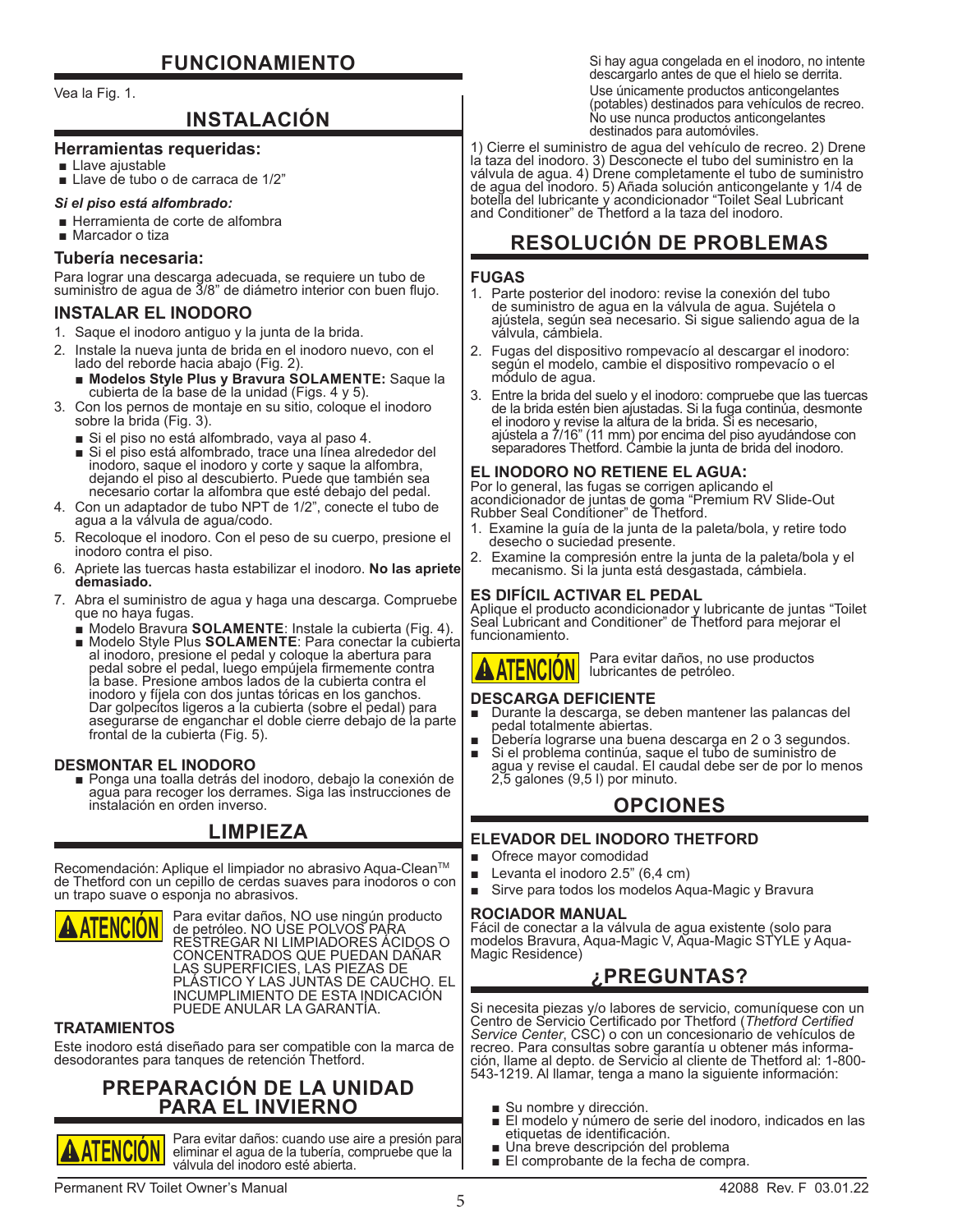## FUNCIONAMIENTO

Vea la Fig. 1.

## INSTALACIÓN

### Herramientas requeridas:

- Llave ajustable
- Llave de tubo o de carraca de 1/2"

***Si el piso está alfombrado:***

- Herramienta de corte de alfombra
- Marcador o tiza

### Tubería necesaria:

Para lograr una descarga adecuada, se requiere un tubo de suministro de agua de 3/8" de diámetro interior con buen flujo.

### INSTALAR EL INODORO

1. Saque el inodoro antiguo y la junta de la brida.
2. Instale la nueva junta de brida en el inodoro nuevo, con el lado del reborde hacia abajo (Fig. 2).
   - **Modelos Style Plus y Bravura SOLAMENTE:** Saque la cubierta de la base de la unidad (Figs. 4 y 5).
3. Con los pernos de montaje en su sitio, coloque el inodoro sobre la brida (Fig. 3).
   - Si el piso no está alfombrado, vaya al paso 4.
   - Si el piso está alfombrado, trace una línea alrededor del inodoro, saque el inodoro y corte y saque la alfombra, dejando el piso al descubierto. Puede que también sea necesario cortar la alfombra que esté debajo del pedal.
4. Con un adaptador de tubo NPT de 1/2", conecte el tubo de agua a la válvula de agua/codo.
5. Recoloque el inodoro. Con el peso de su cuerpo, presione el inodoro contra el piso.
6. Apriete las tuercas hasta estabilizar el inodoro. **No las apriete demasiado.**
7. Abra el suministro de agua y haga una descarga. Compruebe que no haya fugas.
   - Modelo Bravura **SOLAMENTE**: Instale la cubierta (Fig. 4).
   - Modelo Style Plus **SOLAMENTE**: Para conectar la cubierta al inodoro, presione el pedal y coloque la abertura para pedal sobre el pedal, luego empújela firmemente contra la base. Presione ambos lados de la cubierta contra el inodoro y fíjela con dos juntas tóricas en los ganchos. Dar golpecitos ligeros a la cubierta (sobre el pedal) para asegurarse de enganchar el doble cierre debajo de la parte frontal de la cubierta (Fig. 5).

### DESMONTAR EL INODORO

- Ponga una toalla detrás del inodoro, debajo la conexión de agua para recoger los derrames. Siga las instrucciones de instalación en orden inverso.

## LIMPIEZA

Recomendación: Aplique el limpiador no abrasivo Aqua-Clean™ de Thetford con un cepillo de cerdas suaves para inodoros o con un trapo suave o esponja no abrasivos.

**⚠ATENCIÓN** Para evitar daños, NO use ningún producto de petróleo. NO USE POLVOS PARA RESTREGAR NI LIMPIADORES ÁCIDOS O CONCENTRADOS QUE PUEDAN DAÑAR LAS SUPERFICIES, LAS PIEZAS DE PLÁSTICO Y LAS JUNTAS DE CAUCHO. EL INCUMPLIMIENTO DE ESTA INDICACIÓN PUEDE ANULAR LA GARANTÍA.

### TRATAMIENTOS

Este inodoro está diseñado para ser compatible con la marca de desodorantes para tanques de retención Thetford.

## PREPARACIÓN DE LA UNIDAD PARA EL INVIERNO

**⚠ATENCIÓN** Para evitar daños: cuando use aire a presión para eliminar el agua de la tubería, compruebe que la válvula del inodoro esté abierta.

Si hay agua congelada en el inodoro, no intente descargarlo antes de que el hielo se derrita.

Use únicamente productos anticongelantes (potables) destinados para vehículos de recreo. No use nunca productos anticongelantes destinados para automóviles.

1) Cierre el suministro de agua del vehículo de recreo. 2) Drene la taza del inodoro. 3) Desconecte el tubo del suministro en la válvula de agua. 4) Drene completamente el tubo de suministro de agua del inodoro. 5) Añada solución anticongelante y 1/4 de botella del lubricante y acondicionador "Toilet Seal Lubricant and Conditioner" de Thetford a la taza del inodoro.

## RESOLUCIÓN DE PROBLEMAS

### FUGAS

1. Parte posterior del inodoro: revise la conexión del tubo de suministro de agua en la válvula de agua. Sujétela o ajústela, según sea necesario. Si sigue saliendo agua de la válvula, cámbiela.
2. Fugas del dispositivo rompevacío al descargar el inodoro: según el modelo, cambie el dispositivo rompevacío o el módulo de agua.
3. Entre la brida del suelo y el inodoro: compruebe que las tuercas de la brida estén bien ajustadas. Si la fuga continúa, desmonte el inodoro y revise la altura de la brida. Si es necesario, ajústela a 7/16" (11 mm) por encima del piso ayudándose con separadores Thetford. Cambie la junta de brida del inodoro.

### EL INODORO NO RETIENE EL AGUA:

Por lo general, las fugas se corrigen aplicando el acondicionador de juntas de goma "Premium RV Slide-Out Rubber Seal Conditioner" de Thetford.

1. Examine la guía de la junta de la paleta/bola, y retire todo desecho o suciedad presente.
2. Examine la compresión entre la junta de la paleta/bola y el mecanismo. Si la junta está desgastada, cámbiela.

### ES DIFÍCIL ACTIVAR EL PEDAL

Aplique el producto acondicionador y lubricante de juntas "Toilet Seal Lubricant and Conditioner" de Thetford para mejorar el funcionamiento.

**⚠ATENCIÓN** Para evitar daños, no use productos lubricantes de petróleo.

### DESCARGA DEFICIENTE

- Durante la descarga, se deben mantener las palancas del pedal totalmente abiertas.
- Debería lograrse una buena descarga en 2 o 3 segundos.
- Si el problema continúa, saque el tubo de suministro de agua y revise el caudal. El caudal debe ser de por lo menos 2,5 galones (9,5 l) por minuto.

## OPCIONES

### ELEVADOR DEL INODORO THETFORD

- Ofrece mayor comodidad
- Levanta el inodoro 2.5" (6,4 cm)
- Sirve para todos los modelos Aqua-Magic y Bravura

### ROCIADOR MANUAL

Fácil de conectar a la válvula de agua existente (solo para modelos Bravura, Aqua-Magic V, Aqua-Magic STYLE y Aqua-Magic Residence)

## ¿PREGUNTAS?

Si necesita piezas y/o labores de servicio, comuníquese con un Centro de Servicio Certificado por Thetford (*Thetford Certified Service Center*, CSC) o con un concesionario de vehículos de recreo. Para consultas sobre garantía u obtener más información, llame al depto. de Servicio al cliente de Thetford al: 1-800-543-1219. Al llamar, tenga a mano la siguiente información:

- Su nombre y dirección.
- El modelo y número de serie del inodoro, indicados en las etiquetas de identificación.
- Una breve descripción del problema
- El comprobante de la fecha de compra.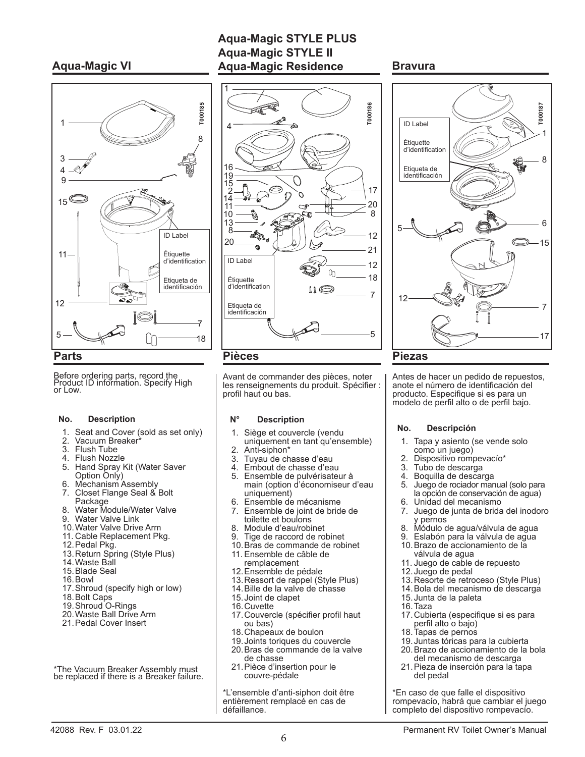## Aqua-Magic VI

1
8
3
4
9
15
11
ID Label
Étiquette d'identification
Etiqueta de identificación
12
7
5
18
T000185

## Aqua-Magic STYLE PLUS
## Aqua-Magic STYLE II
## Aqua-Magic Residence

1
4
16
19
15
2
14
11
10
13
8
20
17
20
8
12
21
12
18
7
5
ID Label
Étiquette d'identification
Etiqueta de identificación
T000186

## Bravura

ID Label
Étiquette d'identification
Etiqueta de identificación
1
8
5
6
15
12
7
17
T000187

## Parts

Before ordering parts, record the Product ID information. Specify High or Low.

**No. Description**

1. Seat and Cover (sold as set only)
2. Vacuum Breaker*
3. Flush Tube
4. Flush Nozzle
5. Hand Spray Kit (Water Saver Option Only)
6. Mechanism Assembly
7. Closet Flange Seal & Bolt Package
8. Water Module/Water Valve
9. Water Valve Link
10. Water Valve Drive Arm
11. Cable Replacement Pkg.
12. Pedal Pkg.
13. Return Spring (Style Plus)
14. Waste Ball
15. Blade Seal
16. Bowl
17. Shroud (specify high or low)
18. Bolt Caps
19. Shroud O-Rings
20. Waste Ball Drive Arm
21. Pedal Cover Insert

*The Vacuum Breaker Assembly must be replaced if there is a Breaker failure.

## Pièces

Avant de commander des pièces, noter les renseignements du produit. Spécifier : profil haut ou bas.

**N° Description**

1. Siège et couvercle (vendu uniquement en tant qu'ensemble)
2. Anti-siphon*
3. Tuyau de chasse d'eau
4. Embout de chasse d'eau
5. Ensemble de pulvérisateur à main (option d'économiseur d'eau uniquement)
6. Ensemble de mécanisme
7. Ensemble de joint de bride de toilette et boulons
8. Module d'eau/robinet
9. Tige de raccord de robinet
10. Bras de commande de robinet
11. Ensemble de câble de remplacement
12. Ensemble de pédale
13. Ressort de rappel (Style Plus)
14. Bille de la valve de chasse
15. Joint de clapet
16. Cuvette
17. Couvercle (spécifier profil haut ou bas)
18. Chapeaux de boulon
19. Joints toriques du couvercle
20. Bras de commande de la valve de chasse
21. Pièce d'insertion pour le couvre-pédale

*L'ensemble d'anti-siphon doit être entièrement remplacé en cas de défaillance.

## Piezas

Antes de hacer un pedido de repuestos, anote el número de identificación del producto. Especifique si es para un modelo de perfil alto o de perfil bajo.

**No. Descripción**

1. Tapa y asiento (se vende solo como un juego)
2. Dispositivo rompevacío*
3. Tubo de descarga
4. Boquilla de descarga
5. Juego de rociador manual (solo para la opción de conservación de agua)
6. Unidad del mecanismo
7. Juego de junta de brida del inodoro y pernos
8. Módulo de agua/válvula de agua
9. Eslabón para la válvula de agua
10. Brazo de accionamiento de la válvula de agua
11. Juego de cable de repuesto
12. Juego de pedal
13. Resorte de retroceso (Style Plus)
14. Bola del mecanismo de descarga
15. Junta de la paleta
16. Taza
17. Cubierta (especifique si es para perfil alto o bajo)
18. Tapas de pernos
19. Juntas tóricas para la cubierta
20. Brazo de accionamiento de la bola del mecanismo de descarga
21. Pieza de inserción para la tapa del pedal

*En caso de que falle el dispositivo rompevacío, habrá que cambiar el juego completo del dispositivo rompevacío.